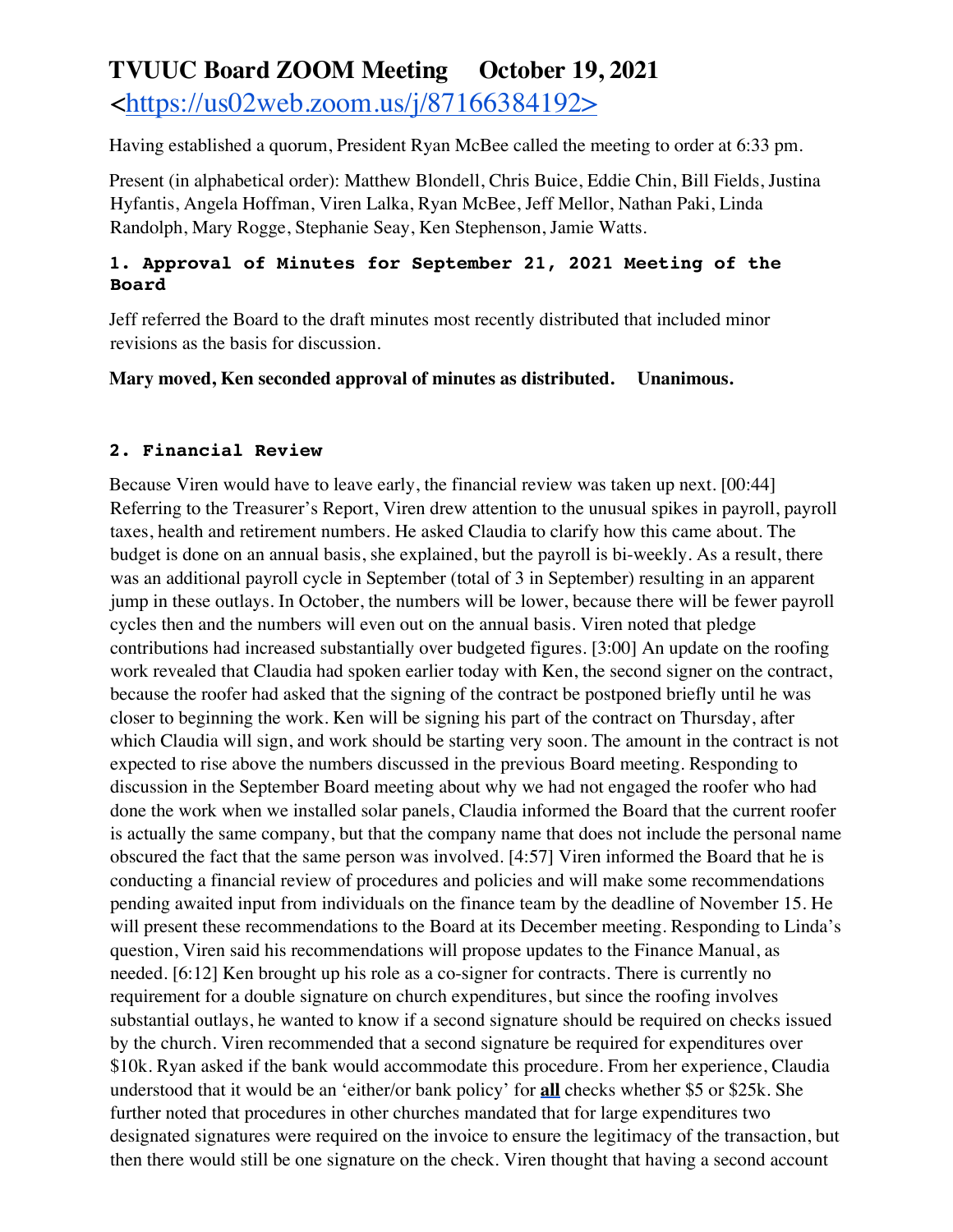# TVUUC Board ZOOM Meeting October 19, 2021

<https://us02web.zoom.us/j/87166384192>

Having established a quorum, President Ryan McBee called the meeting to order at 6:33 pm.

Present (in alphabetical order): Matthew Blondell, Chris Buice, Eddie Chin, Bill Fields, Justina Hyfantis, Angela Hoffman, Viren Lalka, Ryan McBee, Jeff Mellor, Nathan Paki, Linda Randolph, Mary Rogge, Stephanie Seay, Ken Stephenson, Jamie Watts.

### 1. Approval of Minutes for September 21, 2021 Meeting of the Board

Jeff referred the Board to the draft minutes most recently distributed that included minor revisions as the basis for discussion.

**Mary moved, Ken seconded approval of minutes as distributed. Unanimous.**

### 2. Financial Review

Because Viren would have to leave early, the financial review was taken up next. [00:44] Referring to the Treasurer's Report, Viren drew attention to the unusual spikes in payroll, payroll taxes, health and retirement numbers. He asked Claudia to clarify how this came about. The budget is done on an annual basis, she explained, but the payroll is bi-weekly. As a result, there was an additional payroll cycle in September (total of 3 in September) resulting in an apparent jump in these outlays. In October, the numbers will be lower, because there will be fewer payroll cycles then and the numbers will even out on the annual basis. Viren noted that pledge contributions had increased substantially over budgeted figures. [3:00] An update on the roofing work revealed that Claudia had spoken earlier today with Ken, the second signer on the contract, because the roofer had asked that the signing of the contract be postponed briefly until he was closer to beginning the work. Ken will be signing his part of the contract on Thursday, after which Claudia will sign, and work should be starting very soon. The amount in the contract is not expected to rise above the numbers discussed in the previous Board meeting. Responding to discussion in the September Board meeting about why we had not engaged the roofer who had done the work when we installed solar panels, Claudia informed the Board that the current roofer is actually the same company, but that the company name that does not include the personal name obscured the fact that the same person was involved. [4:57] Viren informed the Board that he is conducting a financial review of procedures and policies and will make some recommendations pending awaited input from individuals on the finance team by the deadline of November 15. He will present these recommendations to the Board at its December meeting. Responding to Linda's question, Viren said his recommendations will propose updates to the Finance Manual, as needed. [6:12] Ken brought up his role as a co-signer for contracts. There is currently no requirement for a double signature on church expenditures, but since the roofing involves substantial outlays, he wanted to know if a second signature should be required on checks issued by the church. Viren recommended that a second signature be required for expenditures over $10k. Ryan asked if the bank would accommodate this procedure. From her experience, Claudia understood that it would be an 'either/or bank policy' for **all** checks whether $5 or $25k. She further noted that procedures in other churches mandated that for large expenditures two designated signatures were required on the invoice to ensure the legitimacy of the transaction, but then there would still be one signature on the check. Viren thought that having a second account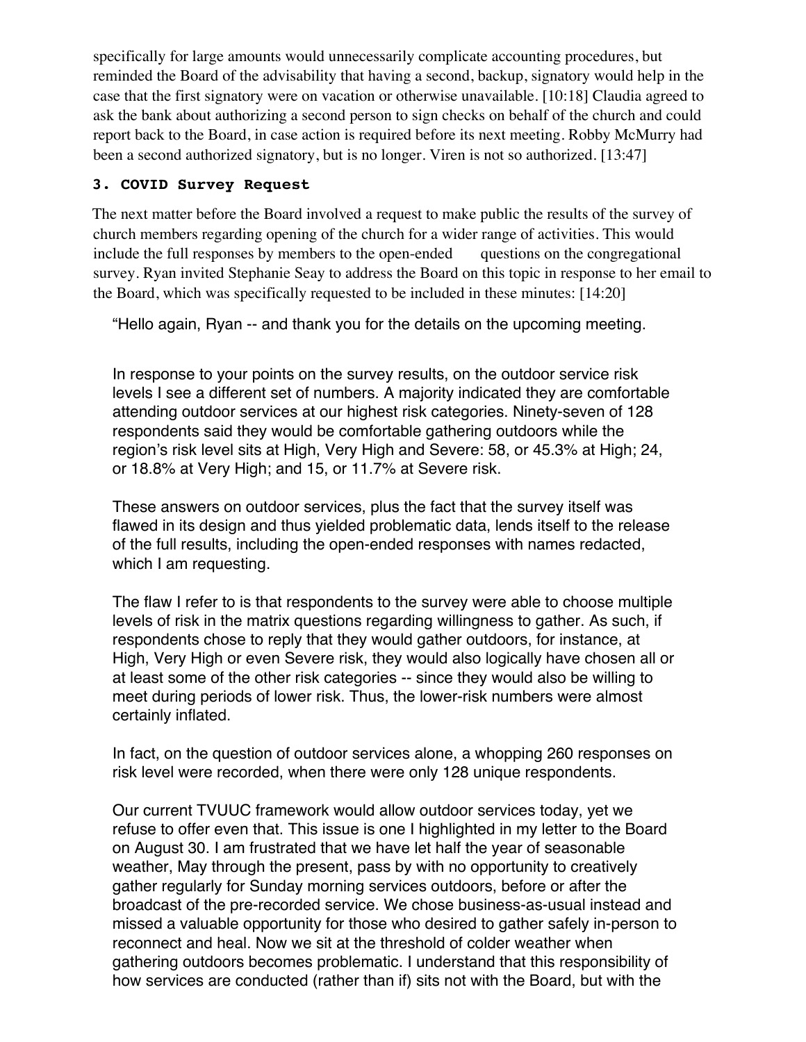specifically for large amounts would unnecessarily complicate accounting procedures, but reminded the Board of the advisability that having a second, backup, signatory would help in the case that the first signatory were on vacation or otherwise unavailable. [10:18] Claudia agreed to ask the bank about authorizing a second person to sign checks on behalf of the church and could report back to the Board, in case action is required before its next meeting. Robby McMurry had been a second authorized signatory, but is no longer. Viren is not so authorized. [13:47]

### 3. COVID Survey Request

The next matter before the Board involved a request to make public the results of the survey of church members regarding opening of the church for a wider range of activities. This would include the full responses by members to the open-ended questions on the congregational survey. Ryan invited Stephanie Seay to address the Board on this topic in response to her email to the Board, which was specifically requested to be included in these minutes: [14:20]

> "Hello again, Ryan -- and thank you for the details on the upcoming meeting.
>
> In response to your points on the survey results, on the outdoor service risk levels I see a different set of numbers. A majority indicated they are comfortable attending outdoor services at our highest risk categories. Ninety-seven of 128 respondents said they would be comfortable gathering outdoors while the region's risk level sits at High, Very High and Severe: 58, or 45.3% at High; 24, or 18.8% at Very High; and 15, or 11.7% at Severe risk.
>
> These answers on outdoor services, plus the fact that the survey itself was flawed in its design and thus yielded problematic data, lends itself to the release of the full results, including the open-ended responses with names redacted, which I am requesting.
>
> The flaw I refer to is that respondents to the survey were able to choose multiple levels of risk in the matrix questions regarding willingness to gather. As such, if respondents chose to reply that they would gather outdoors, for instance, at High, Very High or even Severe risk, they would also logically have chosen all or at least some of the other risk categories -- since they would also be willing to meet during periods of lower risk. Thus, the lower-risk numbers were almost certainly inflated.
>
> In fact, on the question of outdoor services alone, a whopping 260 responses on risk level were recorded, when there were only 128 unique respondents.
>
> Our current TVUUC framework would allow outdoor services today, yet we refuse to offer even that. This issue is one I highlighted in my letter to the Board on August 30. I am frustrated that we have let half the year of seasonable weather, May through the present, pass by with no opportunity to creatively gather regularly for Sunday morning services outdoors, before or after the broadcast of the pre-recorded service. We chose business-as-usual instead and missed a valuable opportunity for those who desired to gather safely in-person to reconnect and heal. Now we sit at the threshold of colder weather when gathering outdoors becomes problematic. I understand that this responsibility of how services are conducted (rather than if) sits not with the Board, but with the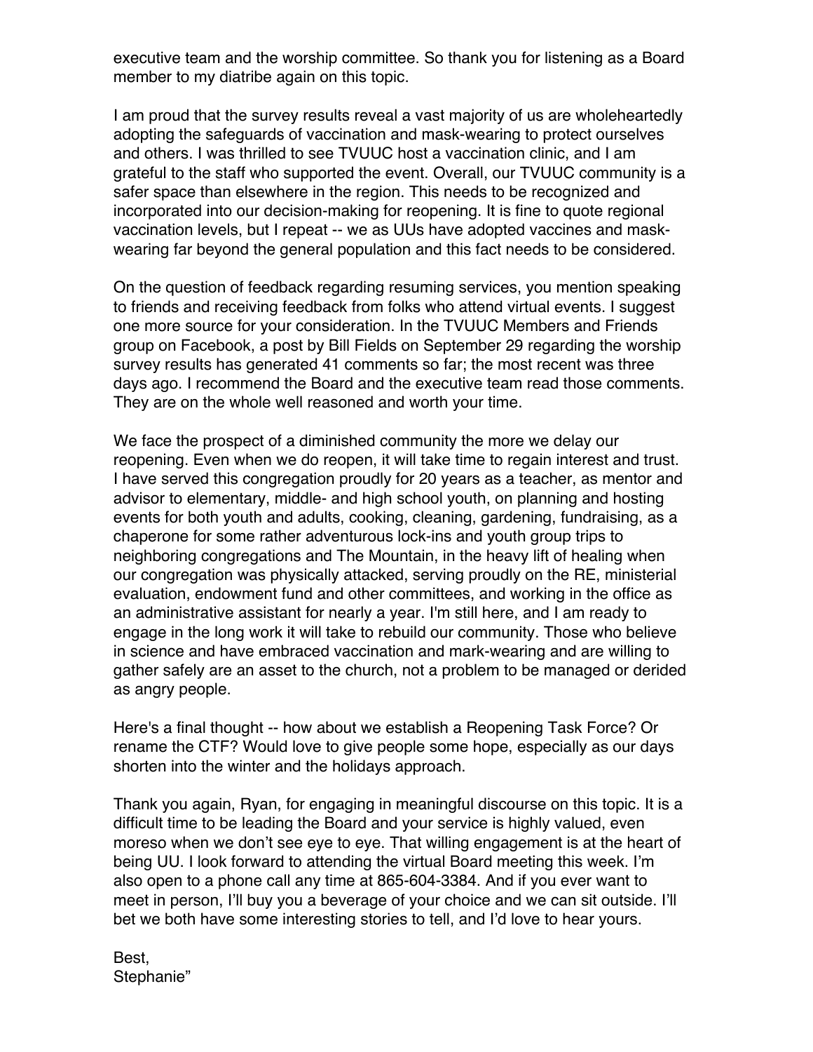executive team and the worship committee. So thank you for listening as a Board member to my diatribe again on this topic.

I am proud that the survey results reveal a vast majority of us are wholeheartedly adopting the safeguards of vaccination and mask-wearing to protect ourselves and others. I was thrilled to see TVUUC host a vaccination clinic, and I am grateful to the staff who supported the event. Overall, our TVUUC community is a safer space than elsewhere in the region. This needs to be recognized and incorporated into our decision-making for reopening. It is fine to quote regional vaccination levels, but I repeat -- we as UUs have adopted vaccines and mask-wearing far beyond the general population and this fact needs to be considered.

On the question of feedback regarding resuming services, you mention speaking to friends and receiving feedback from folks who attend virtual events. I suggest one more source for your consideration. In the TVUUC Members and Friends group on Facebook, a post by Bill Fields on September 29 regarding the worship survey results has generated 41 comments so far; the most recent was three days ago. I recommend the Board and the executive team read those comments. They are on the whole well reasoned and worth your time.

We face the prospect of a diminished community the more we delay our reopening. Even when we do reopen, it will take time to regain interest and trust. I have served this congregation proudly for 20 years as a teacher, as mentor and advisor to elementary, middle- and high school youth, on planning and hosting events for both youth and adults, cooking, cleaning, gardening, fundraising, as a chaperone for some rather adventurous lock-ins and youth group trips to neighboring congregations and The Mountain, in the heavy lift of healing when our congregation was physically attacked, serving proudly on the RE, ministerial evaluation, endowment fund and other committees, and working in the office as an administrative assistant for nearly a year. I'm still here, and I am ready to engage in the long work it will take to rebuild our community. Those who believe in science and have embraced vaccination and mark-wearing and are willing to gather safely are an asset to the church, not a problem to be managed or derided as angry people.

Here's a final thought -- how about we establish a Reopening Task Force? Or rename the CTF? Would love to give people some hope, especially as our days shorten into the winter and the holidays approach.

Thank you again, Ryan, for engaging in meaningful discourse on this topic. It is a difficult time to be leading the Board and your service is highly valued, even moreso when we don't see eye to eye. That willing engagement is at the heart of being UU. I look forward to attending the virtual Board meeting this week. I'm also open to a phone call any time at 865-604-3384. And if you ever want to meet in person, I'll buy you a beverage of your choice and we can sit outside. I'll bet we both have some interesting stories to tell, and I'd love to hear yours.

Best,
Stephanie"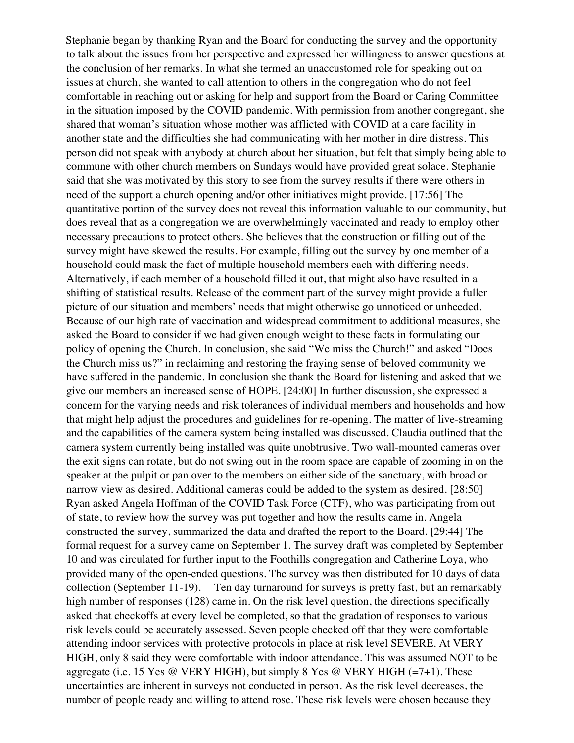Stephanie began by thanking Ryan and the Board for conducting the survey and the opportunity to talk about the issues from her perspective and expressed her willingness to answer questions at the conclusion of her remarks. In what she termed an unaccustomed role for speaking out on issues at church, she wanted to call attention to others in the congregation who do not feel comfortable in reaching out or asking for help and support from the Board or Caring Committee in the situation imposed by the COVID pandemic. With permission from another congregant, she shared that woman's situation whose mother was afflicted with COVID at a care facility in another state and the difficulties she had communicating with her mother in dire distress. This person did not speak with anybody at church about her situation, but felt that simply being able to commune with other church members on Sundays would have provided great solace. Stephanie said that she was motivated by this story to see from the survey results if there were others in need of the support a church opening and/or other initiatives might provide. [17:56] The quantitative portion of the survey does not reveal this information valuable to our community, but does reveal that as a congregation we are overwhelmingly vaccinated and ready to employ other necessary precautions to protect others. She believes that the construction or filling out of the survey might have skewed the results. For example, filling out the survey by one member of a household could mask the fact of multiple household members each with differing needs. Alternatively, if each member of a household filled it out, that might also have resulted in a shifting of statistical results. Release of the comment part of the survey might provide a fuller picture of our situation and members' needs that might otherwise go unnoticed or unheeded. Because of our high rate of vaccination and widespread commitment to additional measures, she asked the Board to consider if we had given enough weight to these facts in formulating our policy of opening the Church. In conclusion, she said "We miss the Church!" and asked "Does the Church miss us?" in reclaiming and restoring the fraying sense of beloved community we have suffered in the pandemic. In conclusion she thank the Board for listening and asked that we give our members an increased sense of HOPE. [24:00] In further discussion, she expressed a concern for the varying needs and risk tolerances of individual members and households and how that might help adjust the procedures and guidelines for re-opening. The matter of live-streaming and the capabilities of the camera system being installed was discussed. Claudia outlined that the camera system currently being installed was quite unobtrusive. Two wall-mounted cameras over the exit signs can rotate, but do not swing out in the room space are capable of zooming in on the speaker at the pulpit or pan over to the members on either side of the sanctuary, with broad or narrow view as desired. Additional cameras could be added to the system as desired. [28:50] Ryan asked Angela Hoffman of the COVID Task Force (CTF), who was participating from out of state, to review how the survey was put together and how the results came in. Angela constructed the survey, summarized the data and drafted the report to the Board. [29:44] The formal request for a survey came on September 1. The survey draft was completed by September 10 and was circulated for further input to the Foothills congregation and Catherine Loya, who provided many of the open-ended questions. The survey was then distributed for 10 days of data collection (September 11-19). Ten day turnaround for surveys is pretty fast, but an remarkably high number of responses (128) came in. On the risk level question, the directions specifically asked that checkoffs at every level be completed, so that the gradation of responses to various risk levels could be accurately assessed. Seven people checked off that they were comfortable attending indoor services with protective protocols in place at risk level SEVERE. At VERY HIGH, only 8 said they were comfortable with indoor attendance. This was assumed NOT to be aggregate (i.e. 15 Yes @ VERY HIGH), but simply 8 Yes @ VERY HIGH (=7+1). These uncertainties are inherent in surveys not conducted in person. As the risk level decreases, the number of people ready and willing to attend rose. These risk levels were chosen because they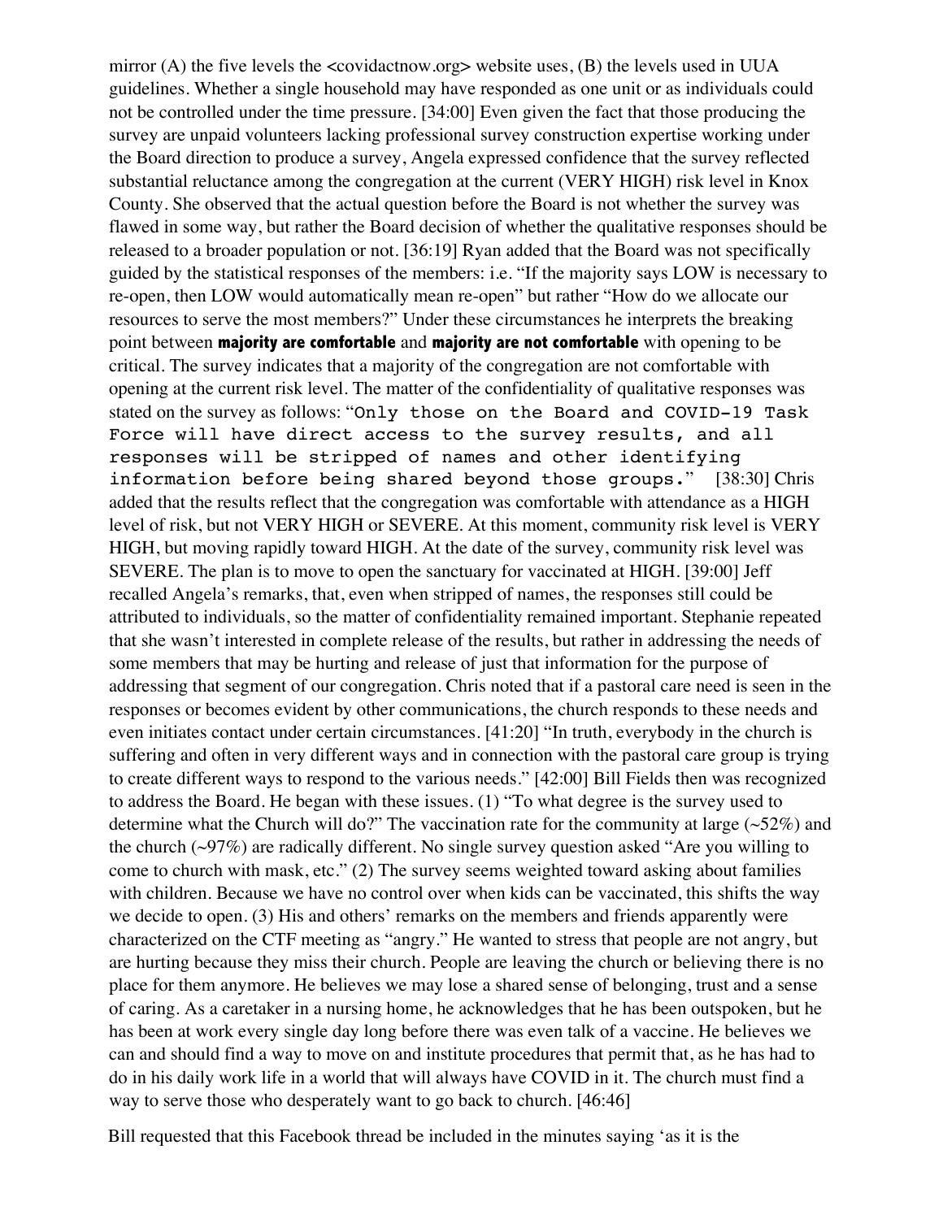mirror (A) the five levels the <covidactnow.org> website uses, (B) the levels used in UUA guidelines. Whether a single household may have responded as one unit or as individuals could not be controlled under the time pressure. [34:00] Even given the fact that those producing the survey are unpaid volunteers lacking professional survey construction expertise working under the Board direction to produce a survey, Angela expressed confidence that the survey reflected substantial reluctance among the congregation at the current (VERY HIGH) risk level in Knox County. She observed that the actual question before the Board is not whether the survey was flawed in some way, but rather the Board decision of whether the qualitative responses should be released to a broader population or not. [36:19] Ryan added that the Board was not specifically guided by the statistical responses of the members: i.e. "If the majority says LOW is necessary to re-open, then LOW would automatically mean re-open" but rather "How do we allocate our resources to serve the most members?" Under these circumstances he interprets the breaking point between **majority are comfortable** and **majority are not comfortable** with opening to be critical. The survey indicates that a majority of the congregation are not comfortable with opening at the current risk level. The matter of the confidentiality of qualitative responses was stated on the survey as follows: "`Only those on the Board and COVID-19 Task Force will have direct access to the survey results, and all responses will be stripped of names and other identifying information before being shared beyond those groups.`" [38:30] Chris added that the results reflect that the congregation was comfortable with attendance as a HIGH level of risk, but not VERY HIGH or SEVERE. At this moment, community risk level is VERY HIGH, but moving rapidly toward HIGH. At the date of the survey, community risk level was SEVERE. The plan is to move to open the sanctuary for vaccinated at HIGH. [39:00] Jeff recalled Angela's remarks, that, even when stripped of names, the responses still could be attributed to individuals, so the matter of confidentiality remained important. Stephanie repeated that she wasn't interested in complete release of the results, but rather in addressing the needs of some members that may be hurting and release of just that information for the purpose of addressing that segment of our congregation. Chris noted that if a pastoral care need is seen in the responses or becomes evident by other communications, the church responds to these needs and even initiates contact under certain circumstances. [41:20] "In truth, everybody in the church is suffering and often in very different ways and in connection with the pastoral care group is trying to create different ways to respond to the various needs." [42:00] Bill Fields then was recognized to address the Board. He began with these issues. (1) "To what degree is the survey used to determine what the Church will do?" The vaccination rate for the community at large (~52%) and the church (~97%) are radically different. No single survey question asked "Are you willing to come to church with mask, etc." (2) The survey seems weighted toward asking about families with children. Because we have no control over when kids can be vaccinated, this shifts the way we decide to open. (3) His and others' remarks on the members and friends apparently were characterized on the CTF meeting as "angry." He wanted to stress that people are not angry, but are hurting because they miss their church. People are leaving the church or believing there is no place for them anymore. He believes we may lose a shared sense of belonging, trust and a sense of caring. As a caretaker in a nursing home, he acknowledges that he has been outspoken, but he has been at work every single day long before there was even talk of a vaccine. He believes we can and should find a way to move on and institute procedures that permit that, as he has had to do in his daily work life in a world that will always have COVID in it. The church must find a way to serve those who desperately want to go back to church. [46:46]

Bill requested that this Facebook thread be included in the minutes saying 'as it is the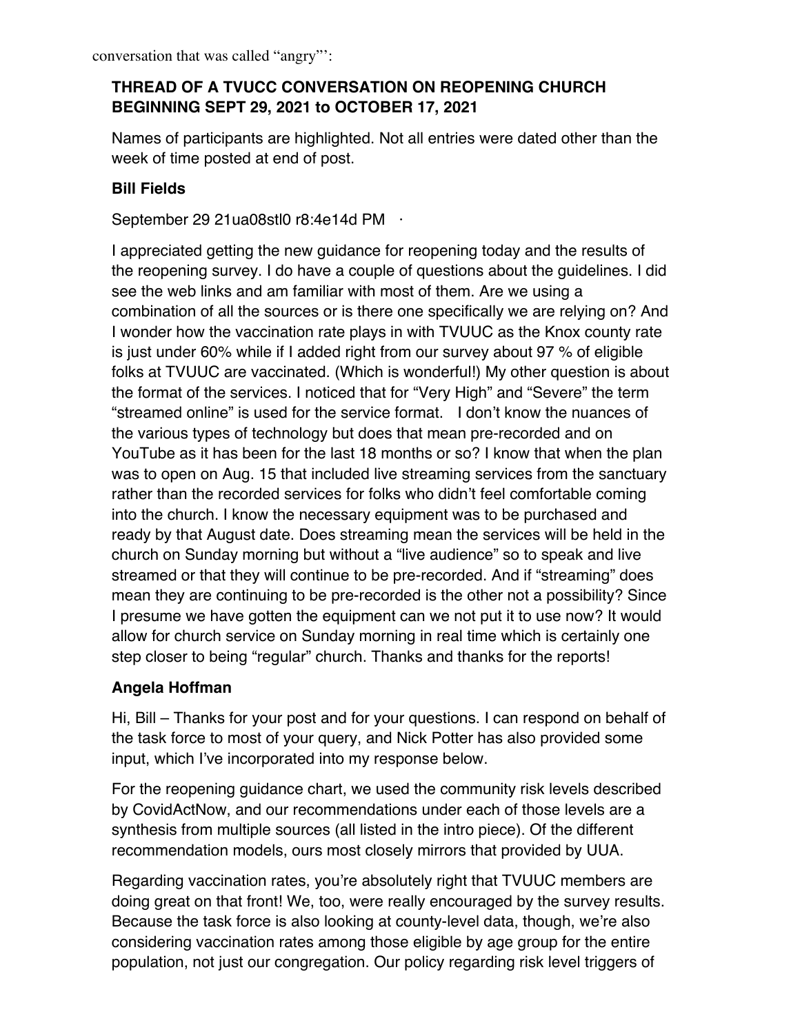conversation that was called "angry"':

**THREAD OF A TVUCC CONVERSATION ON REOPENING CHURCH BEGINNING SEPT 29, 2021 to OCTOBER 17, 2021**

Names of participants are highlighted. Not all entries were dated other than the week of time posted at end of post.

**Bill Fields**

September 29 21ua08stl0 r8:4e14d PM ·

I appreciated getting the new guidance for reopening today and the results of the reopening survey. I do have a couple of questions about the guidelines. I did see the web links and am familiar with most of them. Are we using a combination of all the sources or is there one specifically we are relying on? And I wonder how the vaccination rate plays in with TVUUC as the Knox county rate is just under 60% while if I added right from our survey about 97 % of eligible folks at TVUUC are vaccinated. (Which is wonderful!) My other question is about the format of the services. I noticed that for "Very High" and "Severe" the term "streamed online" is used for the service format. I don't know the nuances of the various types of technology but does that mean pre-recorded and on YouTube as it has been for the last 18 months or so? I know that when the plan was to open on Aug. 15 that included live streaming services from the sanctuary rather than the recorded services for folks who didn't feel comfortable coming into the church. I know the necessary equipment was to be purchased and ready by that August date. Does streaming mean the services will be held in the church on Sunday morning but without a "live audience" so to speak and live streamed or that they will continue to be pre-recorded. And if "streaming" does mean they are continuing to be pre-recorded is the other not a possibility? Since I presume we have gotten the equipment can we not put it to use now? It would allow for church service on Sunday morning in real time which is certainly one step closer to being "regular" church. Thanks and thanks for the reports!

**Angela Hoffman**

Hi, Bill – Thanks for your post and for your questions. I can respond on behalf of the task force to most of your query, and Nick Potter has also provided some input, which I've incorporated into my response below.

For the reopening guidance chart, we used the community risk levels described by CovidActNow, and our recommendations under each of those levels are a synthesis from multiple sources (all listed in the intro piece). Of the different recommendation models, ours most closely mirrors that provided by UUA.

Regarding vaccination rates, you're absolutely right that TVUUC members are doing great on that front! We, too, were really encouraged by the survey results. Because the task force is also looking at county-level data, though, we're also considering vaccination rates among those eligible by age group for the entire population, not just our congregation. Our policy regarding risk level triggers of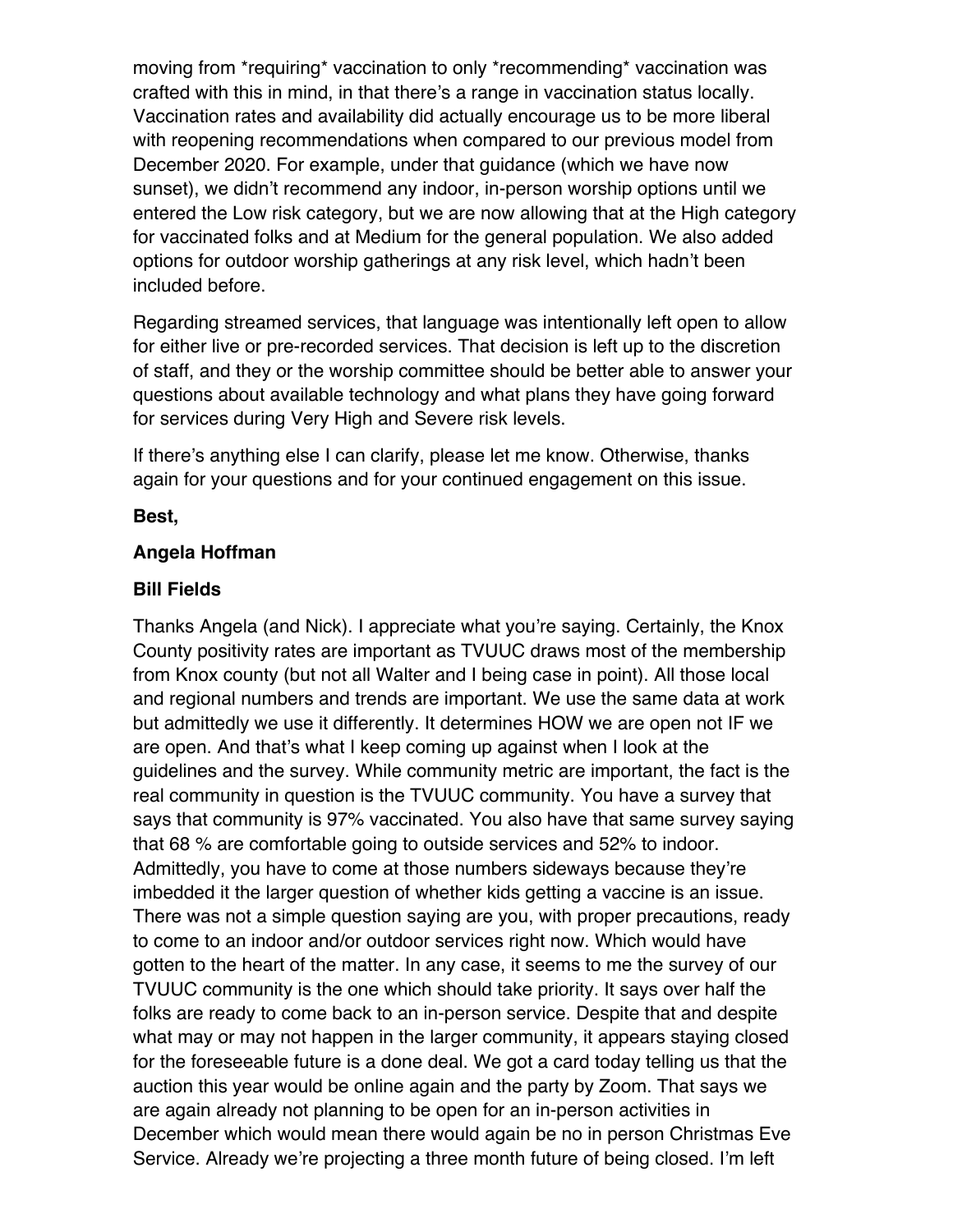moving from *requiring* vaccination to only *recommending* vaccination was crafted with this in mind, in that there's a range in vaccination status locally. Vaccination rates and availability did actually encourage us to be more liberal with reopening recommendations when compared to our previous model from December 2020. For example, under that guidance (which we have now sunset), we didn't recommend any indoor, in-person worship options until we entered the Low risk category, but we are now allowing that at the High category for vaccinated folks and at Medium for the general population. We also added options for outdoor worship gatherings at any risk level, which hadn't been included before.

Regarding streamed services, that language was intentionally left open to allow for either live or pre-recorded services. That decision is left up to the discretion of staff, and they or the worship committee should be better able to answer your questions about available technology and what plans they have going forward for services during Very High and Severe risk levels.

If there's anything else I can clarify, please let me know. Otherwise, thanks again for your questions and for your continued engagement on this issue.

**Best,**

**Angela Hoffman**

**Bill Fields**

Thanks Angela (and Nick). I appreciate what you're saying. Certainly, the Knox County positivity rates are important as TVUUC draws most of the membership from Knox county (but not all Walter and I being case in point). All those local and regional numbers and trends are important. We use the same data at work but admittedly we use it differently. It determines HOW we are open not IF we are open. And that's what I keep coming up against when I look at the guidelines and the survey. While community metric are important, the fact is the real community in question is the TVUUC community. You have a survey that says that community is 97% vaccinated. You also have that same survey saying that 68 % are comfortable going to outside services and 52% to indoor. Admittedly, you have to come at those numbers sideways because they're imbedded it the larger question of whether kids getting a vaccine is an issue. There was not a simple question saying are you, with proper precautions, ready to come to an indoor and/or outdoor services right now. Which would have gotten to the heart of the matter. In any case, it seems to me the survey of our TVUUC community is the one which should take priority. It says over half the folks are ready to come back to an in-person service. Despite that and despite what may or may not happen in the larger community, it appears staying closed for the foreseeable future is a done deal. We got a card today telling us that the auction this year would be online again and the party by Zoom. That says we are again already not planning to be open for an in-person activities in December which would mean there would again be no in person Christmas Eve Service. Already we're projecting a three month future of being closed. I'm left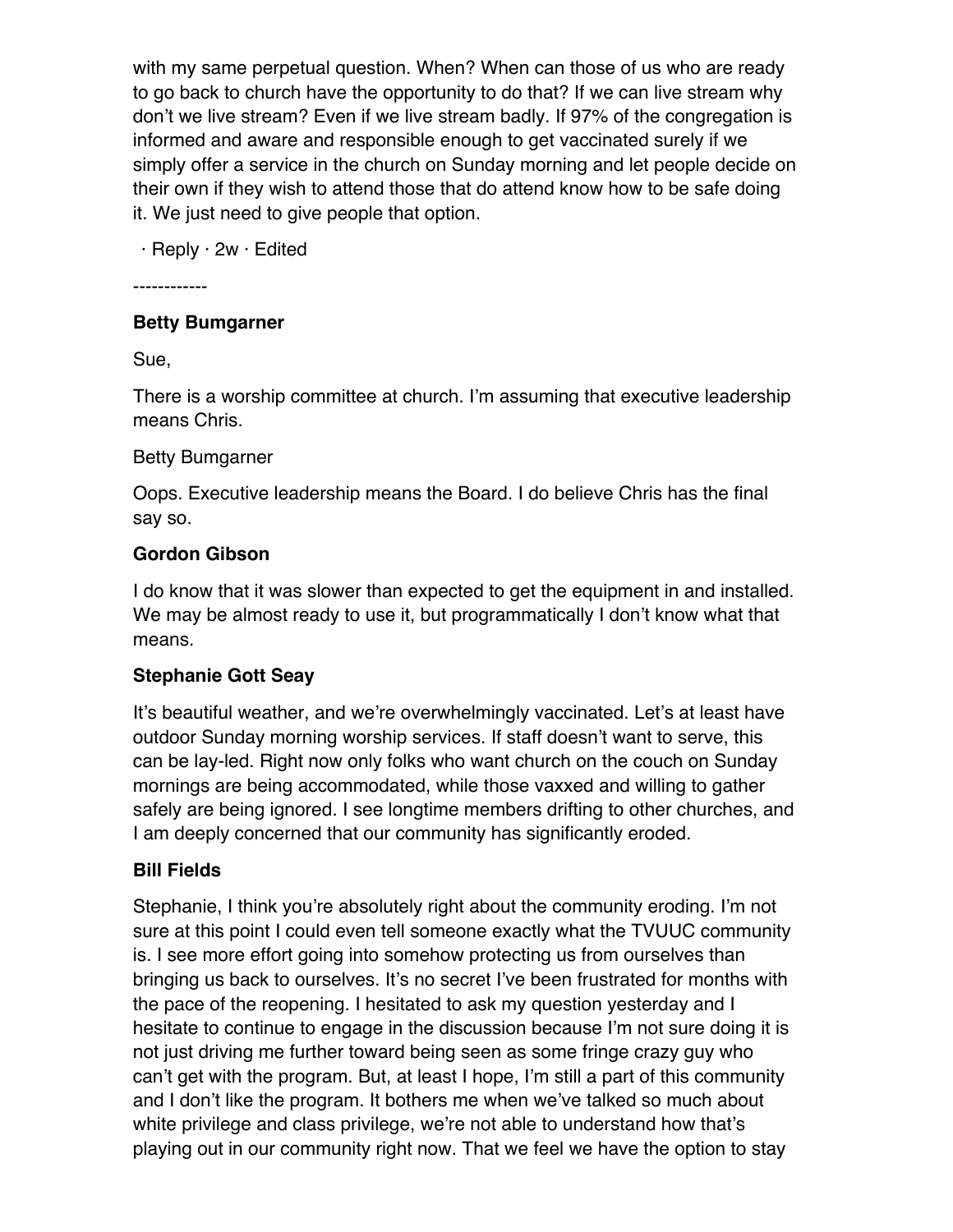with my same perpetual question. When? When can those of us who are ready to go back to church have the opportunity to do that? If we can live stream why don't we live stream? Even if we live stream badly. If 97% of the congregation is informed and aware and responsible enough to get vaccinated surely if we simply offer a service in the church on Sunday morning and let people decide on their own if they wish to attend those that do attend know how to be safe doing it. We just need to give people that option.

· Reply · 2w · Edited

------------

**Betty Bumgarner**

Sue,

There is a worship committee at church. I'm assuming that executive leadership means Chris.

Betty Bumgarner

Oops. Executive leadership means the Board. I do believe Chris has the final say so.

**Gordon Gibson**

I do know that it was slower than expected to get the equipment in and installed. We may be almost ready to use it, but programmatically I don't know what that means.

**Stephanie Gott Seay**

It's beautiful weather, and we're overwhelmingly vaccinated. Let's at least have outdoor Sunday morning worship services. If staff doesn't want to serve, this can be lay-led. Right now only folks who want church on the couch on Sunday mornings are being accommodated, while those vaxxed and willing to gather safely are being ignored. I see longtime members drifting to other churches, and I am deeply concerned that our community has significantly eroded.

**Bill Fields**

Stephanie, I think you're absolutely right about the community eroding. I'm not sure at this point I could even tell someone exactly what the TVUUC community is. I see more effort going into somehow protecting us from ourselves than bringing us back to ourselves. It's no secret I've been frustrated for months with the pace of the reopening. I hesitated to ask my question yesterday and I hesitate to continue to engage in the discussion because I'm not sure doing it is not just driving me further toward being seen as some fringe crazy guy who can't get with the program. But, at least I hope, I'm still a part of this community and I don't like the program. It bothers me when we've talked so much about white privilege and class privilege, we're not able to understand how that's playing out in our community right now. That we feel we have the option to stay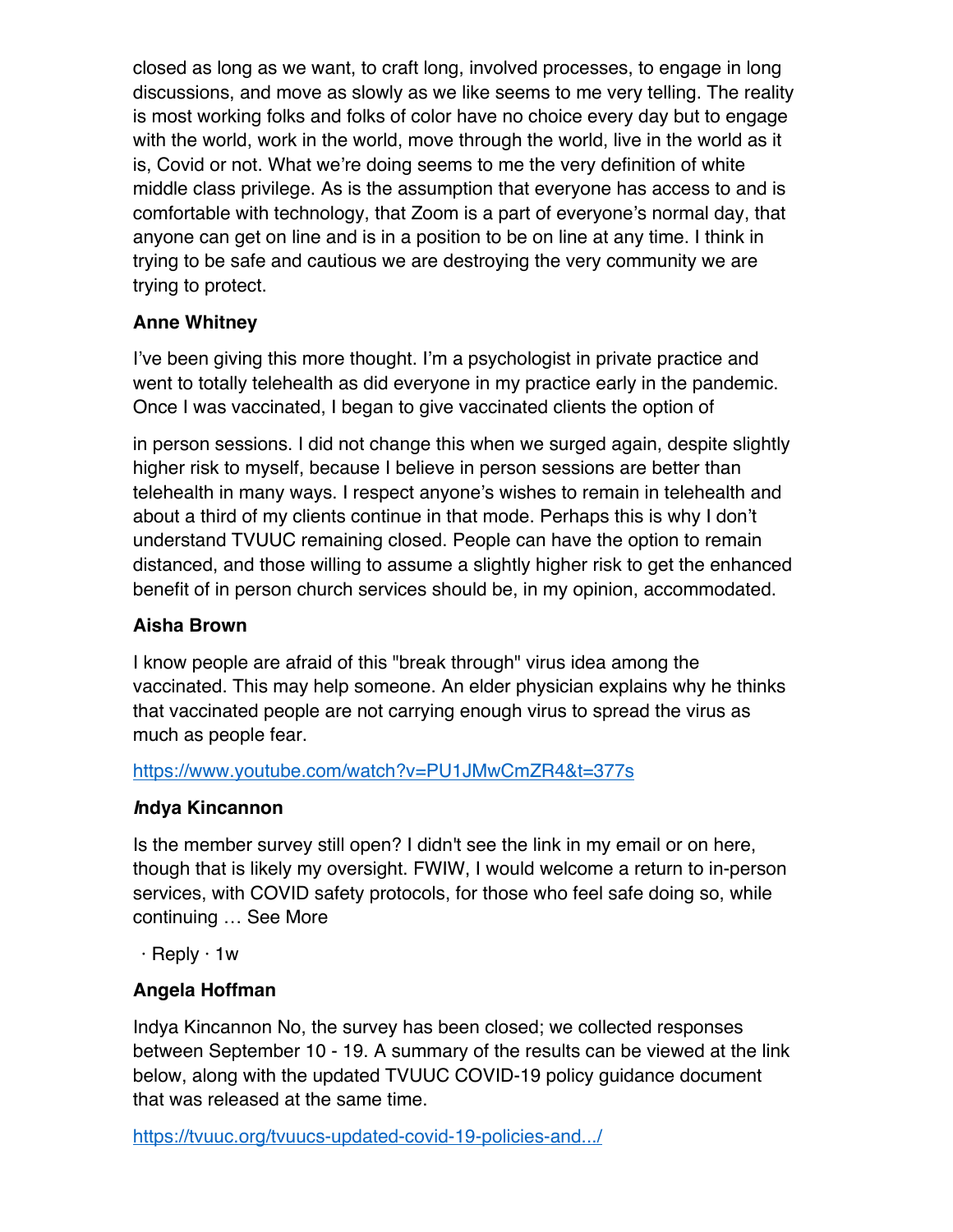closed as long as we want, to craft long, involved processes, to engage in long discussions, and move as slowly as we like seems to me very telling. The reality is most working folks and folks of color have no choice every day but to engage with the world, work in the world, move through the world, live in the world as it is, Covid or not. What we're doing seems to me the very definition of white middle class privilege. As is the assumption that everyone has access to and is comfortable with technology, that Zoom is a part of everyone's normal day, that anyone can get on line and is in a position to be on line at any time. I think in trying to be safe and cautious we are destroying the very community we are trying to protect.

**Anne Whitney**

I've been giving this more thought. I'm a psychologist in private practice and went to totally telehealth as did everyone in my practice early in the pandemic. Once I was vaccinated, I began to give vaccinated clients the option of in person sessions. I did not change this when we surged again, despite slightly higher risk to myself, because I believe in person sessions are better than telehealth in many ways. I respect anyone's wishes to remain in telehealth and about a third of my clients continue in that mode. Perhaps this is why I don't understand TVUUC remaining closed. People can have the option to remain distanced, and those willing to assume a slightly higher risk to get the enhanced benefit of in person church services should be, in my opinion, accommodated.

**Aisha Brown**

I know people are afraid of this "break through" virus idea among the vaccinated. This may help someone. An elder physician explains why he thinks that vaccinated people are not carrying enough virus to spread the virus as much as people fear.

https://www.youtube.com/watch?v=PU1JMwCmZR4&t=377s

**Indya Kincannon**

Is the member survey still open? I didn't see the link in my email or on here, though that is likely my oversight. FWIW, I would welcome a return to in-person services, with COVID safety protocols, for those who feel safe doing so, while continuing … See More

· Reply · 1w

**Angela Hoffman**

Indya Kincannon No, the survey has been closed; we collected responses between September 10 - 19. A summary of the results can be viewed at the link below, along with the updated TVUUC COVID-19 policy guidance document that was released at the same time.

https://tvuuc.org/tvuucs-updated-covid-19-policies-and.../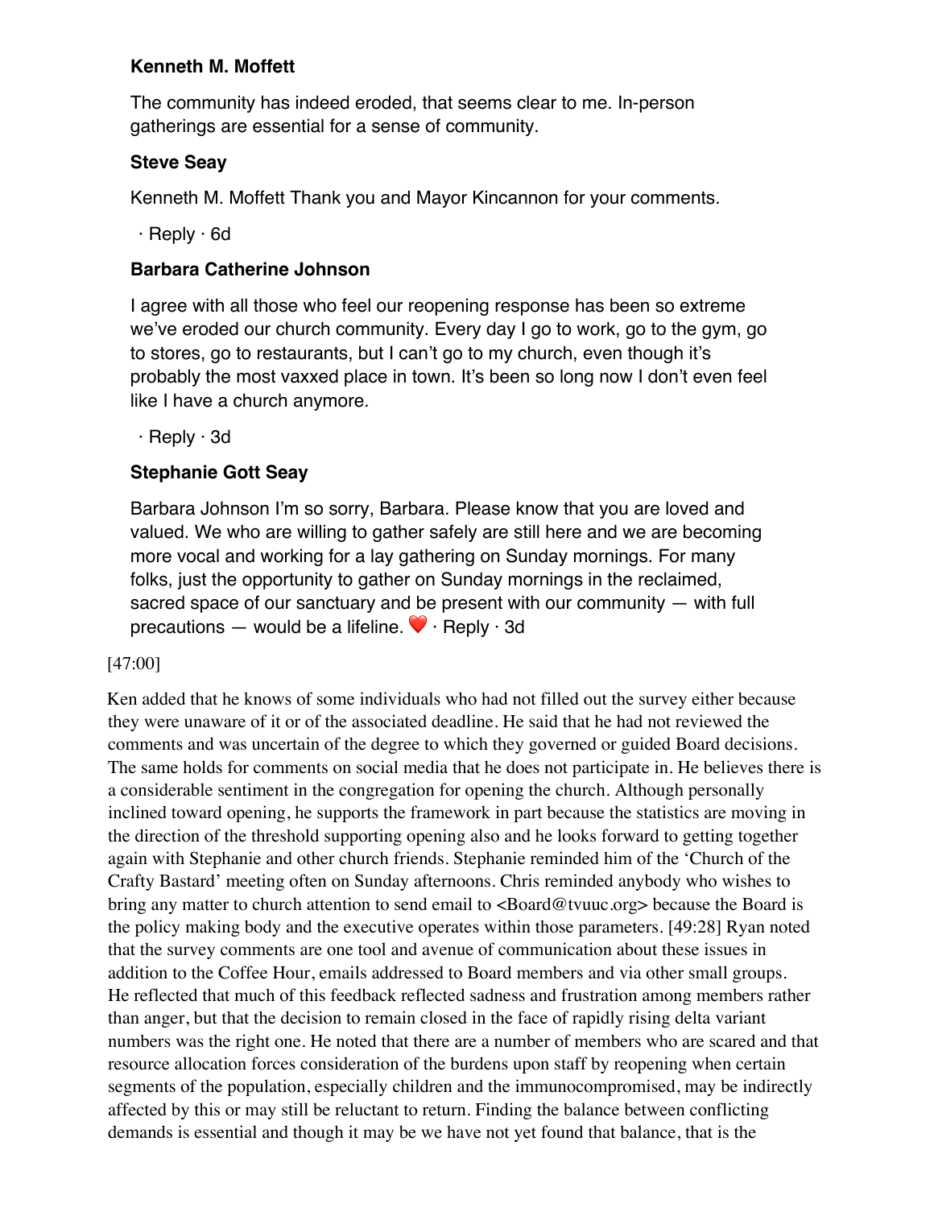**Kenneth M. Moffett**

The community has indeed eroded, that seems clear to me. In-person gatherings are essential for a sense of community.

**Steve Seay**

Kenneth M. Moffett Thank you and Mayor Kincannon for your comments.

· Reply · 6d

**Barbara Catherine Johnson**

I agree with all those who feel our reopening response has been so extreme we've eroded our church community. Every day I go to work, go to the gym, go to stores, go to restaurants, but I can't go to my church, even though it's probably the most vaxxed place in town. It's been so long now I don't even feel like I have a church anymore.

· Reply · 3d

**Stephanie Gott Seay**

Barbara Johnson I'm so sorry, Barbara. Please know that you are loved and valued. We who are willing to gather safely are still here and we are becoming more vocal and working for a lay gathering on Sunday mornings. For many folks, just the opportunity to gather on Sunday mornings in the reclaimed, sacred space of our sanctuary and be present with our community — with full precautions — would be a lifeline. ❤️ · Reply · 3d

[47:00]

Ken added that he knows of some individuals who had not filled out the survey either because they were unaware of it or of the associated deadline. He said that he had not reviewed the comments and was uncertain of the degree to which they governed or guided Board decisions. The same holds for comments on social media that he does not participate in. He believes there is a considerable sentiment in the congregation for opening the church. Although personally inclined toward opening, he supports the framework in part because the statistics are moving in the direction of the threshold supporting opening also and he looks forward to getting together again with Stephanie and other church friends. Stephanie reminded him of the 'Church of the Crafty Bastard' meeting often on Sunday afternoons. Chris reminded anybody who wishes to bring any matter to church attention to send email to <Board@tvuuc.org> because the Board is the policy making body and the executive operates within those parameters. [49:28] Ryan noted that the survey comments are one tool and avenue of communication about these issues in addition to the Coffee Hour, emails addressed to Board members and via other small groups. He reflected that much of this feedback reflected sadness and frustration among members rather than anger, but that the decision to remain closed in the face of rapidly rising delta variant numbers was the right one. He noted that there are a number of members who are scared and that resource allocation forces consideration of the burdens upon staff by reopening when certain segments of the population, especially children and the immunocompromised, may be indirectly affected by this or may still be reluctant to return. Finding the balance between conflicting demands is essential and though it may be we have not yet found that balance, that is the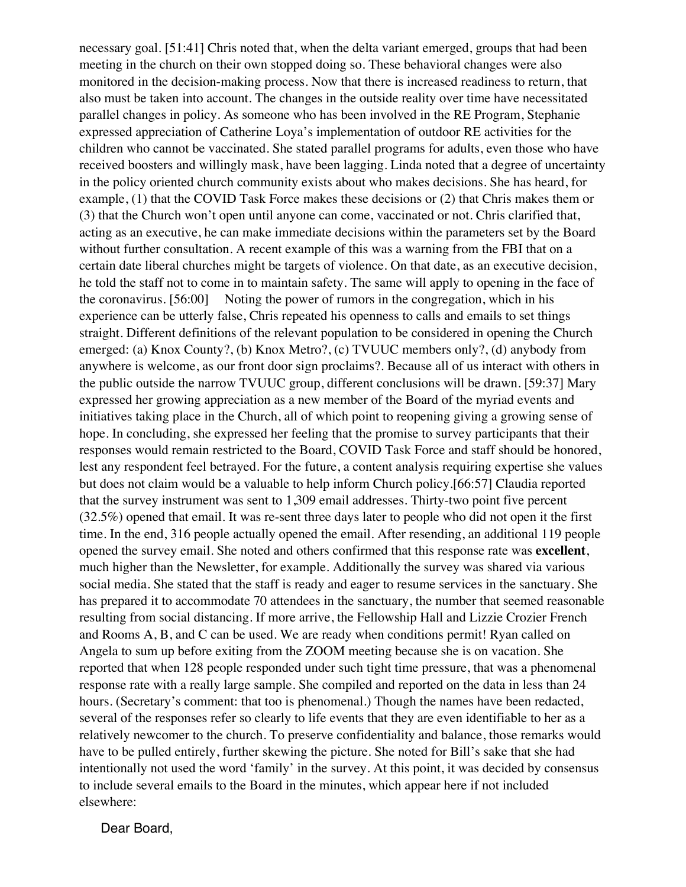necessary goal. [51:41] Chris noted that, when the delta variant emerged, groups that had been meeting in the church on their own stopped doing so. These behavioral changes were also monitored in the decision-making process. Now that there is increased readiness to return, that also must be taken into account. The changes in the outside reality over time have necessitated parallel changes in policy. As someone who has been involved in the RE Program, Stephanie expressed appreciation of Catherine Loya's implementation of outdoor RE activities for the children who cannot be vaccinated. She stated parallel programs for adults, even those who have received boosters and willingly mask, have been lagging. Linda noted that a degree of uncertainty in the policy oriented church community exists about who makes decisions. She has heard, for example, (1) that the COVID Task Force makes these decisions or (2) that Chris makes them or (3) that the Church won't open until anyone can come, vaccinated or not. Chris clarified that, acting as an executive, he can make immediate decisions within the parameters set by the Board without further consultation. A recent example of this was a warning from the FBI that on a certain date liberal churches might be targets of violence. On that date, as an executive decision, he told the staff not to come in to maintain safety. The same will apply to opening in the face of the coronavirus. [56:00] Noting the power of rumors in the congregation, which in his experience can be utterly false, Chris repeated his openness to calls and emails to set things straight. Different definitions of the relevant population to be considered in opening the Church emerged: (a) Knox County?, (b) Knox Metro?, (c) TVUUC members only?, (d) anybody from anywhere is welcome, as our front door sign proclaims?. Because all of us interact with others in the public outside the narrow TVUUC group, different conclusions will be drawn. [59:37] Mary expressed her growing appreciation as a new member of the Board of the myriad events and initiatives taking place in the Church, all of which point to reopening giving a growing sense of hope. In concluding, she expressed her feeling that the promise to survey participants that their responses would remain restricted to the Board, COVID Task Force and staff should be honored, lest any respondent feel betrayed. For the future, a content analysis requiring expertise she values but does not claim would be a valuable to help inform Church policy.[66:57] Claudia reported that the survey instrument was sent to 1,309 email addresses. Thirty-two point five percent (32.5%) opened that email. It was re-sent three days later to people who did not open it the first time. In the end, 316 people actually opened the email. After resending, an additional 119 people opened the survey email. She noted and others confirmed that this response rate was **excellent**, much higher than the Newsletter, for example. Additionally the survey was shared via various social media. She stated that the staff is ready and eager to resume services in the sanctuary. She has prepared it to accommodate 70 attendees in the sanctuary, the number that seemed reasonable resulting from social distancing. If more arrive, the Fellowship Hall and Lizzie Crozier French and Rooms A, B, and C can be used. We are ready when conditions permit! Ryan called on Angela to sum up before exiting from the ZOOM meeting because she is on vacation. She reported that when 128 people responded under such tight time pressure, that was a phenomenal response rate with a really large sample. She compiled and reported on the data in less than 24 hours. (Secretary's comment: that too is phenomenal.) Though the names have been redacted, several of the responses refer so clearly to life events that they are even identifiable to her as a relatively newcomer to the church. To preserve confidentiality and balance, those remarks would have to be pulled entirely, further skewing the picture. She noted for Bill's sake that she had intentionally not used the word 'family' in the survey. At this point, it was decided by consensus to include several emails to the Board in the minutes, which appear here if not included elsewhere:

Dear Board,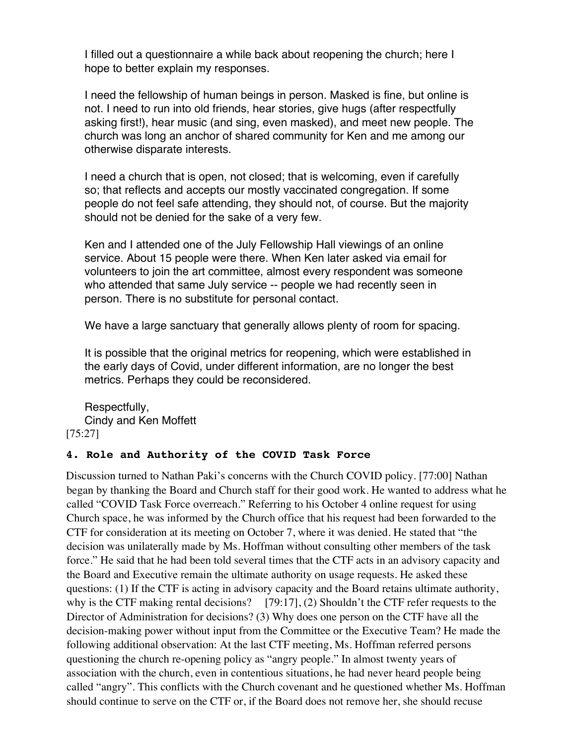I filled out a questionnaire a while back about reopening the church; here I hope to better explain my responses.

I need the fellowship of human beings in person. Masked is fine, but online is not. I need to run into old friends, hear stories, give hugs (after respectfully asking first!), hear music (and sing, even masked), and meet new people. The church was long an anchor of shared community for Ken and me among our otherwise disparate interests.

I need a church that is open, not closed; that is welcoming, even if carefully so; that reflects and accepts our mostly vaccinated congregation. If some people do not feel safe attending, they should not, of course. But the majority should not be denied for the sake of a very few.

Ken and I attended one of the July Fellowship Hall viewings of an online service. About 15 people were there. When Ken later asked via email for volunteers to join the art committee, almost every respondent was someone who attended that same July service -- people we had recently seen in person. There is no substitute for personal contact.

We have a large sanctuary that generally allows plenty of room for spacing.

It is possible that the original metrics for reopening, which were established in the early days of Covid, under different information, are no longer the best metrics. Perhaps they could be reconsidered.

Respectfully,
Cindy and Ken Moffett

[75:27]

### 4. Role and Authority of the COVID Task Force

Discussion turned to Nathan Paki's concerns with the Church COVID policy. [77:00] Nathan began by thanking the Board and Church staff for their good work. He wanted to address what he called "COVID Task Force overreach." Referring to his October 4 online request for using Church space, he was informed by the Church office that his request had been forwarded to the CTF for consideration at its meeting on October 7, where it was denied. He stated that "the decision was unilaterally made by Ms. Hoffman without consulting other members of the task force." He said that he had been told several times that the CTF acts in an advisory capacity and the Board and Executive remain the ultimate authority on usage requests. He asked these questions: (1) If the CTF is acting in advisory capacity and the Board retains ultimate authority, why is the CTF making rental decisions? [79:17], (2) Shouldn't the CTF refer requests to the Director of Administration for decisions? (3) Why does one person on the CTF have all the decision-making power without input from the Committee or the Executive Team? He made the following additional observation: At the last CTF meeting, Ms. Hoffman referred persons questioning the church re-opening policy as "angry people." In almost twenty years of association with the church, even in contentious situations, he had never heard people being called "angry". This conflicts with the Church covenant and he questioned whether Ms. Hoffman should continue to serve on the CTF or, if the Board does not remove her, she should recuse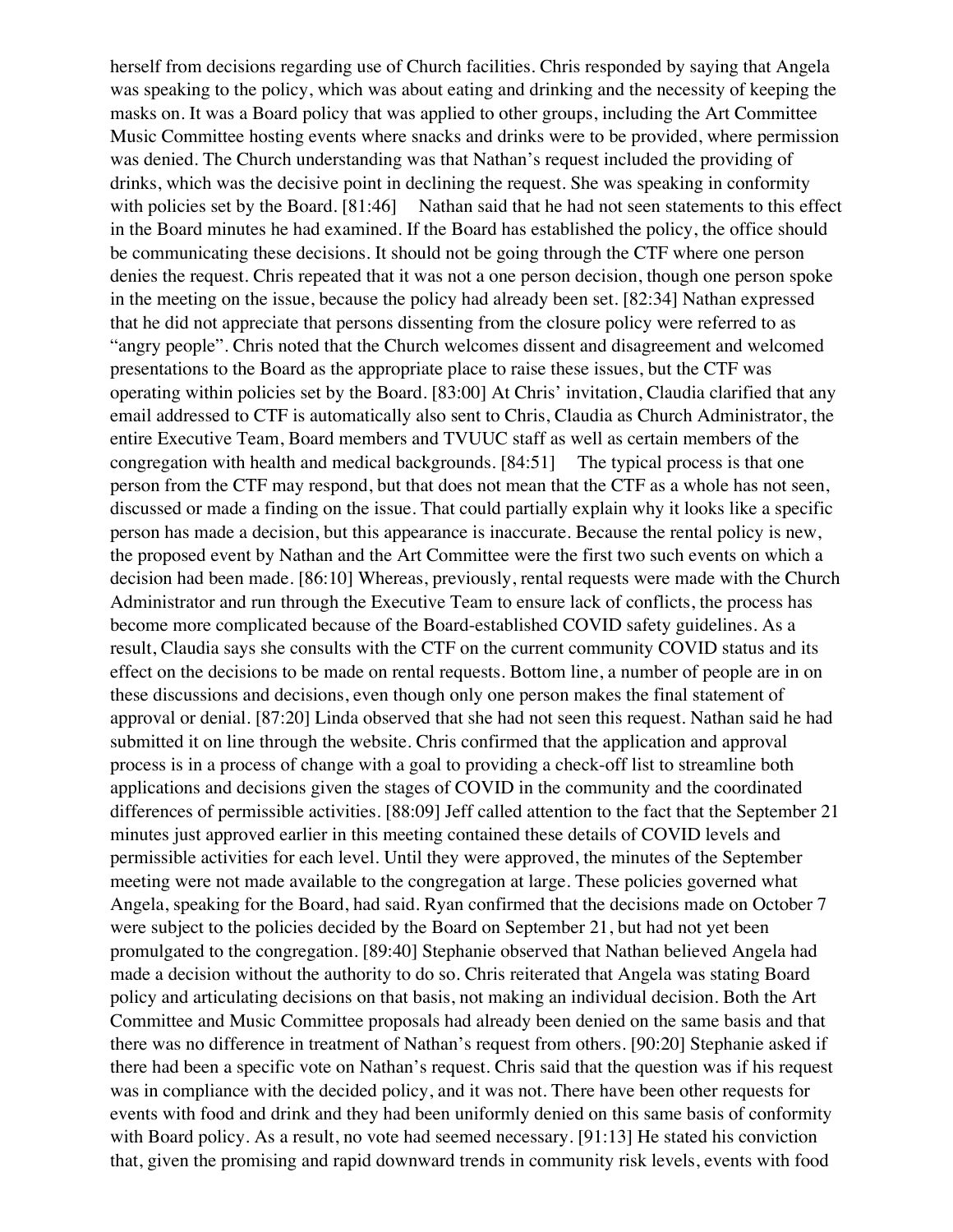herself from decisions regarding use of Church facilities. Chris responded by saying that Angela was speaking to the policy, which was about eating and drinking and the necessity of keeping the masks on. It was a Board policy that was applied to other groups, including the Art Committee Music Committee hosting events where snacks and drinks were to be provided, where permission was denied. The Church understanding was that Nathan's request included the providing of drinks, which was the decisive point in declining the request. She was speaking in conformity with policies set by the Board. [81:46] Nathan said that he had not seen statements to this effect in the Board minutes he had examined. If the Board has established the policy, the office should be communicating these decisions. It should not be going through the CTF where one person denies the request. Chris repeated that it was not a one person decision, though one person spoke in the meeting on the issue, because the policy had already been set. [82:34] Nathan expressed that he did not appreciate that persons dissenting from the closure policy were referred to as "angry people". Chris noted that the Church welcomes dissent and disagreement and welcomed presentations to the Board as the appropriate place to raise these issues, but the CTF was operating within policies set by the Board. [83:00] At Chris' invitation, Claudia clarified that any email addressed to CTF is automatically also sent to Chris, Claudia as Church Administrator, the entire Executive Team, Board members and TVUUC staff as well as certain members of the congregation with health and medical backgrounds. [84:51] The typical process is that one person from the CTF may respond, but that does not mean that the CTF as a whole has not seen, discussed or made a finding on the issue. That could partially explain why it looks like a specific person has made a decision, but this appearance is inaccurate. Because the rental policy is new, the proposed event by Nathan and the Art Committee were the first two such events on which a decision had been made. [86:10] Whereas, previously, rental requests were made with the Church Administrator and run through the Executive Team to ensure lack of conflicts, the process has become more complicated because of the Board-established COVID safety guidelines. As a result, Claudia says she consults with the CTF on the current community COVID status and its effect on the decisions to be made on rental requests. Bottom line, a number of people are in on these discussions and decisions, even though only one person makes the final statement of approval or denial. [87:20] Linda observed that she had not seen this request. Nathan said he had submitted it on line through the website. Chris confirmed that the application and approval process is in a process of change with a goal to providing a check-off list to streamline both applications and decisions given the stages of COVID in the community and the coordinated differences of permissible activities. [88:09] Jeff called attention to the fact that the September 21 minutes just approved earlier in this meeting contained these details of COVID levels and permissible activities for each level. Until they were approved, the minutes of the September meeting were not made available to the congregation at large. These policies governed what Angela, speaking for the Board, had said. Ryan confirmed that the decisions made on October 7 were subject to the policies decided by the Board on September 21, but had not yet been promulgated to the congregation. [89:40] Stephanie observed that Nathan believed Angela had made a decision without the authority to do so. Chris reiterated that Angela was stating Board policy and articulating decisions on that basis, not making an individual decision. Both the Art Committee and Music Committee proposals had already been denied on the same basis and that there was no difference in treatment of Nathan's request from others. [90:20] Stephanie asked if there had been a specific vote on Nathan's request. Chris said that the question was if his request was in compliance with the decided policy, and it was not. There have been other requests for events with food and drink and they had been uniformly denied on this same basis of conformity with Board policy. As a result, no vote had seemed necessary. [91:13] He stated his conviction that, given the promising and rapid downward trends in community risk levels, events with food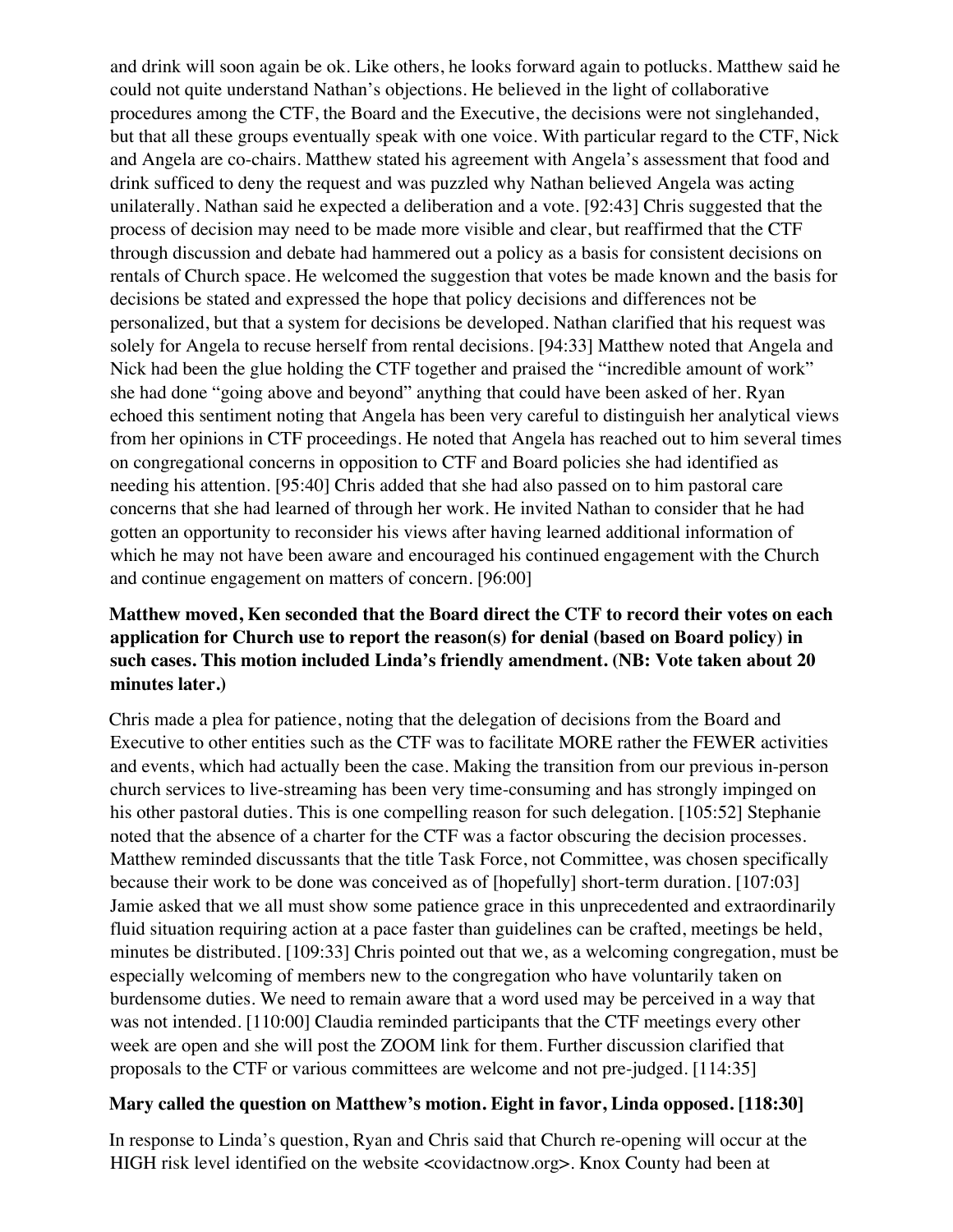and drink will soon again be ok. Like others, he looks forward again to potlucks. Matthew said he could not quite understand Nathan's objections. He believed in the light of collaborative procedures among the CTF, the Board and the Executive, the decisions were not singlehanded, but that all these groups eventually speak with one voice. With particular regard to the CTF, Nick and Angela are co-chairs. Matthew stated his agreement with Angela's assessment that food and drink sufficed to deny the request and was puzzled why Nathan believed Angela was acting unilaterally. Nathan said he expected a deliberation and a vote. [92:43] Chris suggested that the process of decision may need to be made more visible and clear, but reaffirmed that the CTF through discussion and debate had hammered out a policy as a basis for consistent decisions on rentals of Church space. He welcomed the suggestion that votes be made known and the basis for decisions be stated and expressed the hope that policy decisions and differences not be personalized, but that a system for decisions be developed. Nathan clarified that his request was solely for Angela to recuse herself from rental decisions. [94:33] Matthew noted that Angela and Nick had been the glue holding the CTF together and praised the "incredible amount of work" she had done "going above and beyond" anything that could have been asked of her. Ryan echoed this sentiment noting that Angela has been very careful to distinguish her analytical views from her opinions in CTF proceedings. He noted that Angela has reached out to him several times on congregational concerns in opposition to CTF and Board policies she had identified as needing his attention. [95:40] Chris added that she had also passed on to him pastoral care concerns that she had learned of through her work. He invited Nathan to consider that he had gotten an opportunity to reconsider his views after having learned additional information of which he may not have been aware and encouraged his continued engagement with the Church and continue engagement on matters of concern. [96:00]

**Matthew moved, Ken seconded that the Board direct the CTF to record their votes on each application for Church use to report the reason(s) for denial (based on Board policy) in such cases. This motion included Linda's friendly amendment. (NB: Vote taken about 20 minutes later.)**

Chris made a plea for patience, noting that the delegation of decisions from the Board and Executive to other entities such as the CTF was to facilitate MORE rather the FEWER activities and events, which had actually been the case. Making the transition from our previous in-person church services to live-streaming has been very time-consuming and has strongly impinged on his other pastoral duties. This is one compelling reason for such delegation. [105:52] Stephanie noted that the absence of a charter for the CTF was a factor obscuring the decision processes. Matthew reminded discussants that the title Task Force, not Committee, was chosen specifically because their work to be done was conceived as of [hopefully] short-term duration. [107:03] Jamie asked that we all must show some patience grace in this unprecedented and extraordinarily fluid situation requiring action at a pace faster than guidelines can be crafted, meetings be held, minutes be distributed. [109:33] Chris pointed out that we, as a welcoming congregation, must be especially welcoming of members new to the congregation who have voluntarily taken on burdensome duties. We need to remain aware that a word used may be perceived in a way that was not intended. [110:00] Claudia reminded participants that the CTF meetings every other week are open and she will post the ZOOM link for them. Further discussion clarified that proposals to the CTF or various committees are welcome and not pre-judged. [114:35]

**Mary called the question on Matthew's motion. Eight in favor, Linda opposed. [118:30]**

In response to Linda's question, Ryan and Chris said that Church re-opening will occur at the HIGH risk level identified on the website <covidactnow.org>. Knox County had been at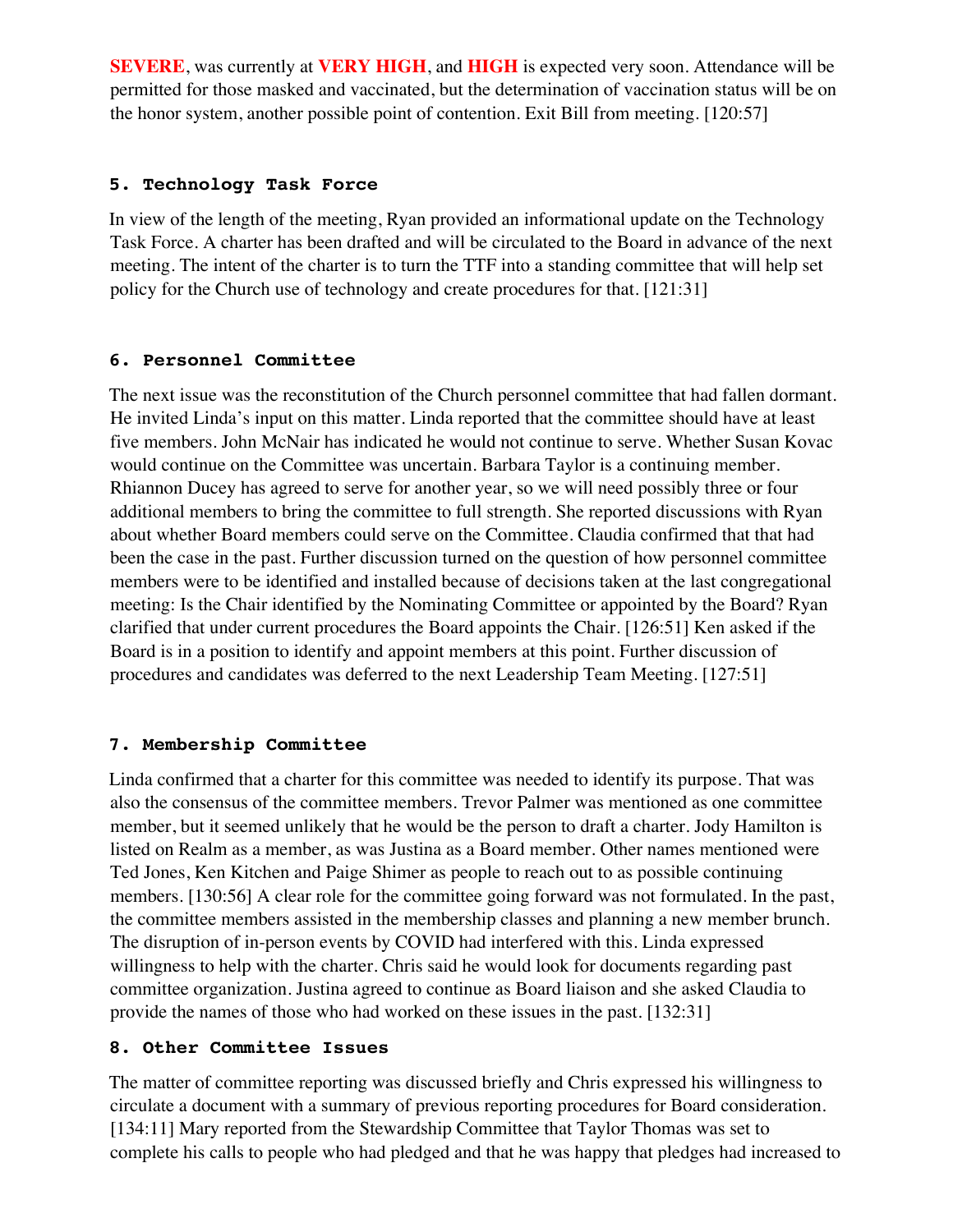**SEVERE**, was currently at **VERY HIGH**, and **HIGH** is expected very soon. Attendance will be permitted for those masked and vaccinated, but the determination of vaccination status will be on the honor system, another possible point of contention. Exit Bill from meeting. [120:57]

### 5. Technology Task Force

In view of the length of the meeting, Ryan provided an informational update on the Technology Task Force. A charter has been drafted and will be circulated to the Board in advance of the next meeting. The intent of the charter is to turn the TTF into a standing committee that will help set policy for the Church use of technology and create procedures for that. [121:31]

### 6. Personnel Committee

The next issue was the reconstitution of the Church personnel committee that had fallen dormant. He invited Linda's input on this matter. Linda reported that the committee should have at least five members. John McNair has indicated he would not continue to serve. Whether Susan Kovac would continue on the Committee was uncertain. Barbara Taylor is a continuing member. Rhiannon Ducey has agreed to serve for another year, so we will need possibly three or four additional members to bring the committee to full strength. She reported discussions with Ryan about whether Board members could serve on the Committee. Claudia confirmed that that had been the case in the past. Further discussion turned on the question of how personnel committee members were to be identified and installed because of decisions taken at the last congregational meeting: Is the Chair identified by the Nominating Committee or appointed by the Board? Ryan clarified that under current procedures the Board appoints the Chair. [126:51] Ken asked if the Board is in a position to identify and appoint members at this point. Further discussion of procedures and candidates was deferred to the next Leadership Team Meeting. [127:51]

### 7. Membership Committee

Linda confirmed that a charter for this committee was needed to identify its purpose. That was also the consensus of the committee members. Trevor Palmer was mentioned as one committee member, but it seemed unlikely that he would be the person to draft a charter. Jody Hamilton is listed on Realm as a member, as was Justina as a Board member. Other names mentioned were Ted Jones, Ken Kitchen and Paige Shimer as people to reach out to as possible continuing members. [130:56] A clear role for the committee going forward was not formulated. In the past, the committee members assisted in the membership classes and planning a new member brunch. The disruption of in-person events by COVID had interfered with this. Linda expressed willingness to help with the charter. Chris said he would look for documents regarding past committee organization. Justina agreed to continue as Board liaison and she asked Claudia to provide the names of those who had worked on these issues in the past. [132:31]

### 8. Other Committee Issues

The matter of committee reporting was discussed briefly and Chris expressed his willingness to circulate a document with a summary of previous reporting procedures for Board consideration. [134:11] Mary reported from the Stewardship Committee that Taylor Thomas was set to complete his calls to people who had pledged and that he was happy that pledges had increased to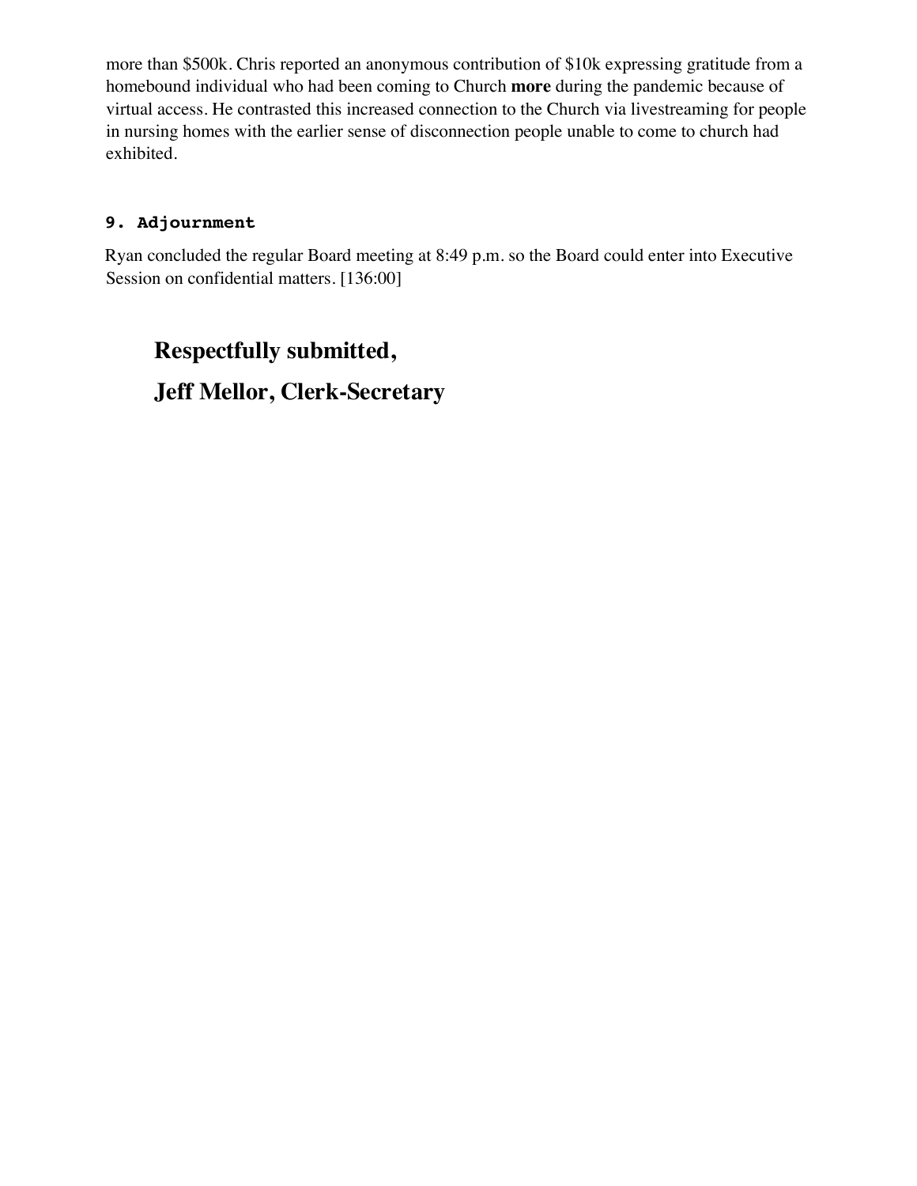more than $500k. Chris reported an anonymous contribution of $10k expressing gratitude from a homebound individual who had been coming to Church **more** during the pandemic because of virtual access. He contrasted this increased connection to the Church via livestreaming for people in nursing homes with the earlier sense of disconnection people unable to come to church had exhibited.

### 9. Adjournment

Ryan concluded the regular Board meeting at 8:49 p.m. so the Board could enter into Executive Session on confidential matters. [136:00]

**Respectfully submitted,**

**Jeff Mellor, Clerk-Secretary**